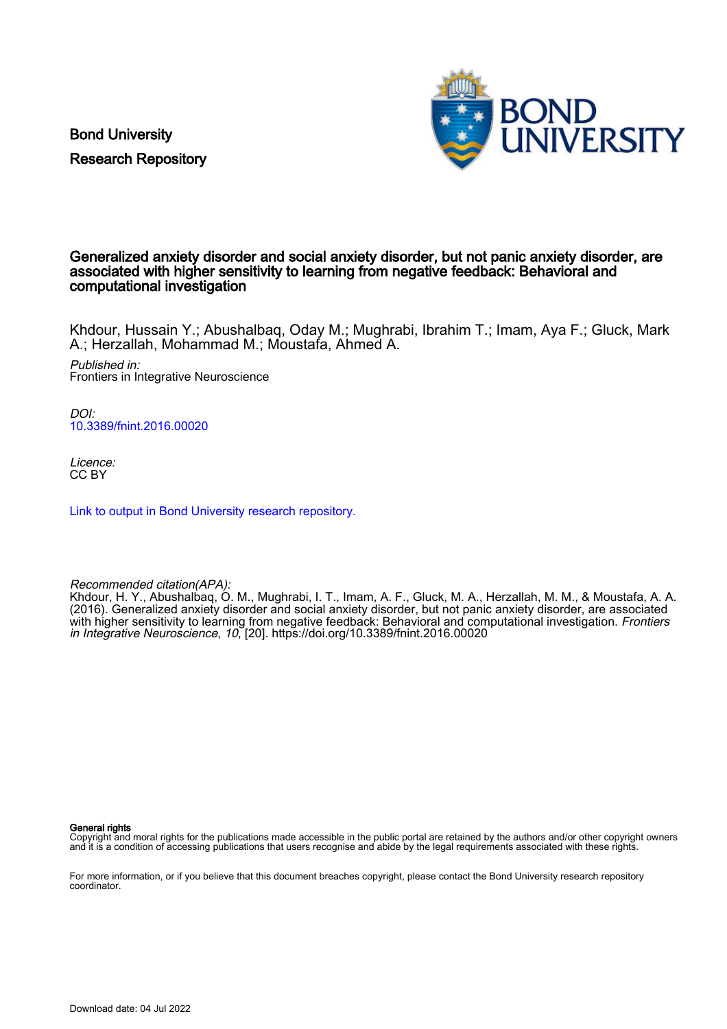Bond University
Research Repository

# Generalized anxiety disorder and social anxiety disorder, but not panic anxiety disorder, are associated with higher sensitivity to learning from negative feedback: Behavioral and computational investigation

Khdour, Hussain Y.; Abushalbaq, Oday M.; Mughrabi, Ibrahim T.; Imam, Aya F.; Gluck, Mark A.; Herzallah, Mohammad M.; Moustafa, Ahmed A.

*Published in:*
Frontiers in Integrative Neuroscience

*DOI:*
10.3389/fnint.2016.00020

*Licence:*
CC BY

Link to output in Bond University research repository.

*Recommended citation(APA):*
Khdour, H. Y., Abushalbaq, O. M., Mughrabi, I. T., Imam, A. F., Gluck, M. A., Herzallah, M. M., & Moustafa, A. A. (2016). Generalized anxiety disorder and social anxiety disorder, but not panic anxiety disorder, are associated with higher sensitivity to learning from negative feedback: Behavioral and computational investigation. *Frontiers in Integrative Neuroscience*, *10*, [20]. https://doi.org/10.3389/fnint.2016.00020

**General rights**
Copyright and moral rights for the publications made accessible in the public portal are retained by the authors and/or other copyright owners and it is a condition of accessing publications that users recognise and abide by the legal requirements associated with these rights.

For more information, or if you believe that this document breaches copyright, please contact the Bond University research repository coordinator.

Download date: 04 Jul 2022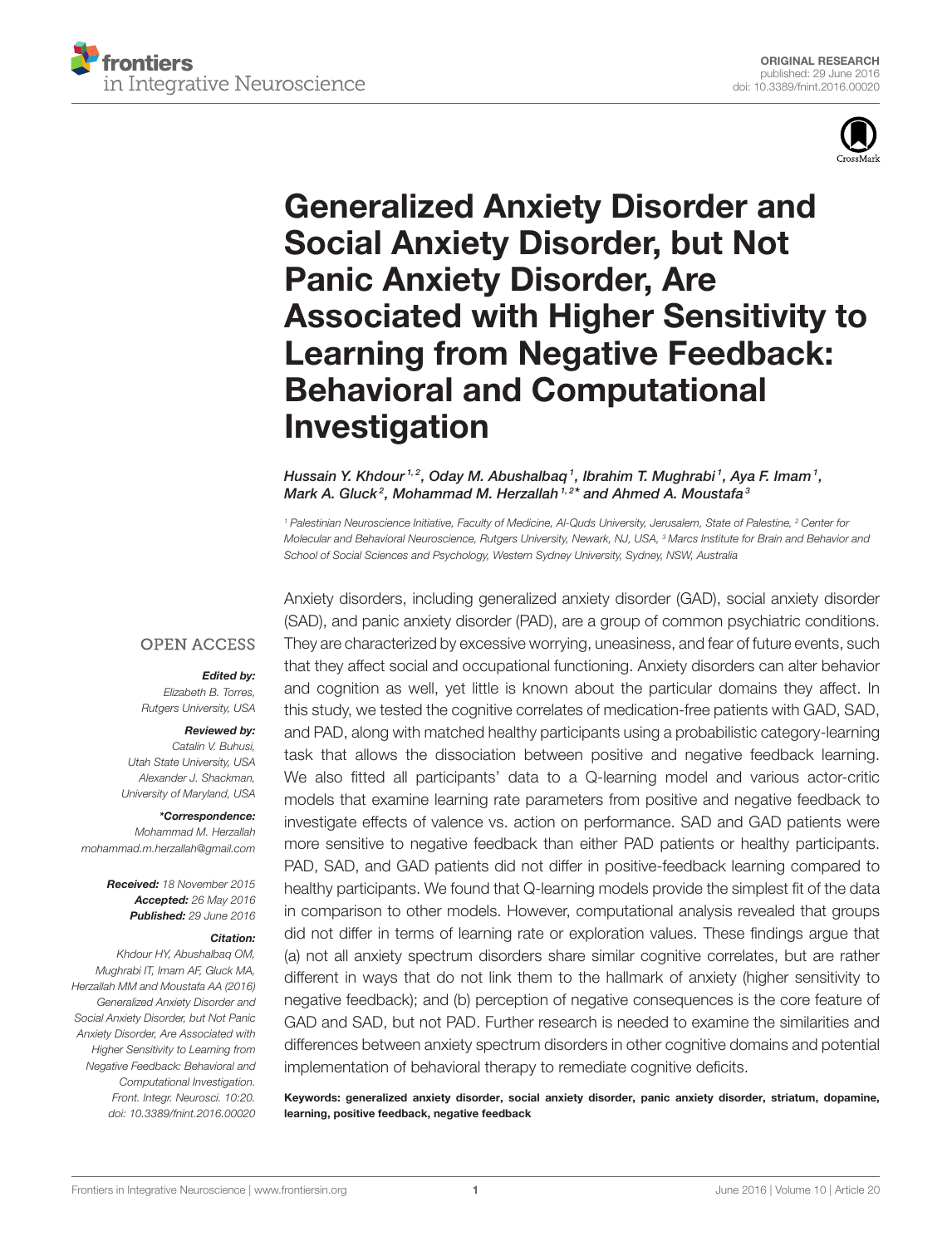# Generalized Anxiety Disorder and Social Anxiety Disorder, but Not Panic Anxiety Disorder, Are Associated with Higher Sensitivity to Learning from Negative Feedback: Behavioral and Computational Investigation

*Hussain Y. Khdour[1,2], Oday M. Abushalbaq[1], Ibrahim T. Mughrabi[1], Aya F. Imam[1], Mark A. Gluck[2], Mohammad M. Herzallah[1,2]\* and Ahmed A. Moustafa[3]*

[1] Palestinian Neuroscience Initiative, Faculty of Medicine, Al-Quds University, Jerusalem, State of Palestine, [2] Center for Molecular and Behavioral Neuroscience, Rutgers University, Newark, NJ, USA, [3] Marcs Institute for Brain and Behavior and School of Social Sciences and Psychology, Western Sydney University, Sydney, NSW, Australia

OPEN ACCESS

**Edited by:**
*Elizabeth B. Torres, Rutgers University, USA*

**Reviewed by:**
*Catalin V. Buhusi, Utah State University, USA*
*Alexander J. Shackman, University of Maryland, USA*

**\*Correspondence:**
*Mohammad M. Herzallah*
*mohammad.m.herzallah@gmail.com*

**Received:** *18 November 2015*
**Accepted:** *26 May 2016*
**Published:** *29 June 2016*

**Citation:**
*Khdour HY, Abushalbaq OM, Mughrabi IT, Imam AF, Gluck MA, Herzallah MM and Moustafa AA (2016) Generalized Anxiety Disorder and Social Anxiety Disorder, but Not Panic Anxiety Disorder, Are Associated with Higher Sensitivity to Learning from Negative Feedback: Behavioral and Computational Investigation. Front. Integr. Neurosci. 10:20. doi: 10.3389/fnint.2016.00020*

Anxiety disorders, including generalized anxiety disorder (GAD), social anxiety disorder (SAD), and panic anxiety disorder (PAD), are a group of common psychiatric conditions. They are characterized by excessive worrying, uneasiness, and fear of future events, such that they affect social and occupational functioning. Anxiety disorders can alter behavior and cognition as well, yet little is known about the particular domains they affect. In this study, we tested the cognitive correlates of medication-free patients with GAD, SAD, and PAD, along with matched healthy participants using a probabilistic category-learning task that allows the dissociation between positive and negative feedback learning. We also fitted all participants' data to a Q-learning model and various actor-critic models that examine learning rate parameters from positive and negative feedback to investigate effects of valence vs. action on performance. SAD and GAD patients were more sensitive to negative feedback than either PAD patients or healthy participants. PAD, SAD, and GAD patients did not differ in positive-feedback learning compared to healthy participants. We found that Q-learning models provide the simplest fit of the data in comparison to other models. However, computational analysis revealed that groups did not differ in terms of learning rate or exploration values. These findings argue that (a) not all anxiety spectrum disorders share similar cognitive correlates, but are rather different in ways that do not link them to the hallmark of anxiety (higher sensitivity to negative feedback); and (b) perception of negative consequences is the core feature of GAD and SAD, but not PAD. Further research is needed to examine the similarities and differences between anxiety spectrum disorders in other cognitive domains and potential implementation of behavioral therapy to remediate cognitive deficits.

**Keywords: generalized anxiety disorder, social anxiety disorder, panic anxiety disorder, striatum, dopamine, learning, positive feedback, negative feedback**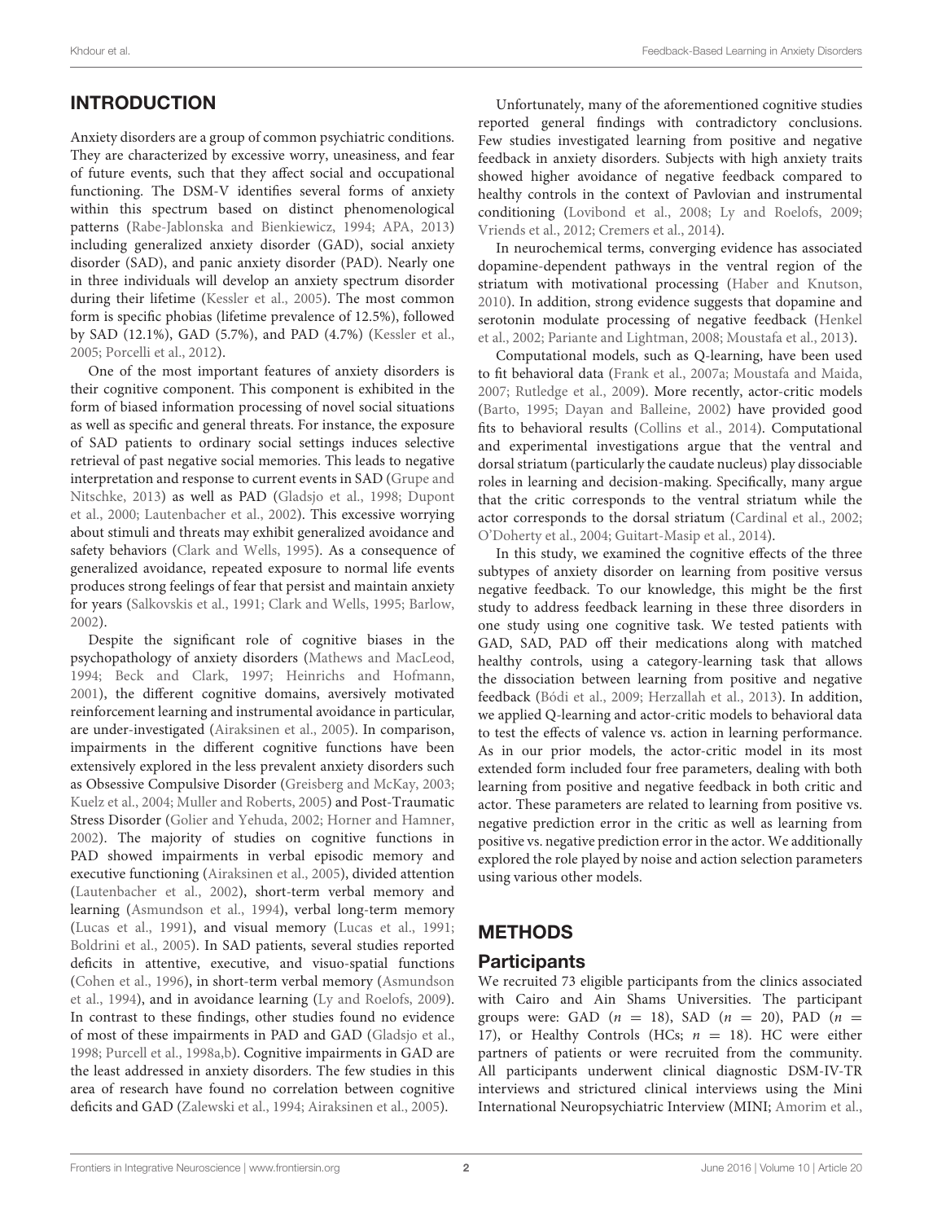## INTRODUCTION

Anxiety disorders are a group of common psychiatric conditions. They are characterized by excessive worry, uneasiness, and fear of future events, such that they affect social and occupational functioning. The DSM-V identifies several forms of anxiety within this spectrum based on distinct phenomenological patterns (Rabe-Jablonska and Bienkiewicz, 1994; APA, 2013) including generalized anxiety disorder (GAD), social anxiety disorder (SAD), and panic anxiety disorder (PAD). Nearly one in three individuals will develop an anxiety spectrum disorder during their lifetime (Kessler et al., 2005). The most common form is specific phobias (lifetime prevalence of 12.5%), followed by SAD (12.1%), GAD (5.7%), and PAD (4.7%) (Kessler et al., 2005; Porcelli et al., 2012).

One of the most important features of anxiety disorders is their cognitive component. This component is exhibited in the form of biased information processing of novel social situations as well as specific and general threats. For instance, the exposure of SAD patients to ordinary social settings induces selective retrieval of past negative social memories. This leads to negative interpretation and response to current events in SAD (Grupe and Nitschke, 2013) as well as PAD (Gladsjo et al., 1998; Dupont et al., 2000; Lautenbacher et al., 2002). This excessive worrying about stimuli and threats may exhibit generalized avoidance and safety behaviors (Clark and Wells, 1995). As a consequence of generalized avoidance, repeated exposure to normal life events produces strong feelings of fear that persist and maintain anxiety for years (Salkovskis et al., 1991; Clark and Wells, 1995; Barlow, 2002).

Despite the significant role of cognitive biases in the psychopathology of anxiety disorders (Mathews and MacLeod, 1994; Beck and Clark, 1997; Heinrichs and Hofmann, 2001), the different cognitive domains, aversively motivated reinforcement learning and instrumental avoidance in particular, are under-investigated (Airaksinen et al., 2005). In comparison, impairments in the different cognitive functions have been extensively explored in the less prevalent anxiety disorders such as Obsessive Compulsive Disorder (Greisberg and McKay, 2003; Kuelz et al., 2004; Muller and Roberts, 2005) and Post-Traumatic Stress Disorder (Golier and Yehuda, 2002; Horner and Hamner, 2002). The majority of studies on cognitive functions in PAD showed impairments in verbal episodic memory and executive functioning (Airaksinen et al., 2005), divided attention (Lautenbacher et al., 2002), short-term verbal memory and learning (Asmundson et al., 1994), verbal long-term memory (Lucas et al., 1991), and visual memory (Lucas et al., 1991; Boldrini et al., 2005). In SAD patients, several studies reported deficits in attentive, executive, and visuo-spatial functions (Cohen et al., 1996), in short-term verbal memory (Asmundson et al., 1994), and in avoidance learning (Ly and Roelofs, 2009). In contrast to these findings, other studies found no evidence of most of these impairments in PAD and GAD (Gladsjo et al., 1998; Purcell et al., 1998a,b). Cognitive impairments in GAD are the least addressed in anxiety disorders. The few studies in this area of research have found no correlation between cognitive deficits and GAD (Zalewski et al., 1994; Airaksinen et al., 2005).

Unfortunately, many of the aforementioned cognitive studies reported general findings with contradictory conclusions. Few studies investigated learning from positive and negative feedback in anxiety disorders. Subjects with high anxiety traits showed higher avoidance of negative feedback compared to healthy controls in the context of Pavlovian and instrumental conditioning (Lovibond et al., 2008; Ly and Roelofs, 2009; Vriends et al., 2012; Cremers et al., 2014).

In neurochemical terms, converging evidence has associated dopamine-dependent pathways in the ventral region of the striatum with motivational processing (Haber and Knutson, 2010). In addition, strong evidence suggests that dopamine and serotonin modulate processing of negative feedback (Henkel et al., 2002; Pariante and Lightman, 2008; Moustafa et al., 2013).

Computational models, such as Q-learning, have been used to fit behavioral data (Frank et al., 2007a; Moustafa and Maida, 2007; Rutledge et al., 2009). More recently, actor-critic models (Barto, 1995; Dayan and Balleine, 2002) have provided good fits to behavioral results (Collins et al., 2014). Computational and experimental investigations argue that the ventral and dorsal striatum (particularly the caudate nucleus) play dissociable roles in learning and decision-making. Specifically, many argue that the critic corresponds to the ventral striatum while the actor corresponds to the dorsal striatum (Cardinal et al., 2002; O'Doherty et al., 2004; Guitart-Masip et al., 2014).

In this study, we examined the cognitive effects of the three subtypes of anxiety disorder on learning from positive versus negative feedback. To our knowledge, this might be the first study to address feedback learning in these three disorders in one study using one cognitive task. We tested patients with GAD, SAD, PAD off their medications along with matched healthy controls, using a category-learning task that allows the dissociation between learning from positive and negative feedback (Bódi et al., 2009; Herzallah et al., 2013). In addition, we applied Q-learning and actor-critic models to behavioral data to test the effects of valence vs. action in learning performance. As in our prior models, the actor-critic model in its most extended form included four free parameters, dealing with both learning from positive and negative feedback in both critic and actor. These parameters are related to learning from positive vs. negative prediction error in the critic as well as learning from positive vs. negative prediction error in the actor. We additionally explored the role played by noise and action selection parameters using various other models.

## METHODS

### Participants

We recruited 73 eligible participants from the clinics associated with Cairo and Ain Shams Universities. The participant groups were: GAD ($n = 18$), SAD ($n = 20$), PAD ($n = 17$), or Healthy Controls (HCs; $n = 18$). HC were either partners of patients or were recruited from the community. All participants underwent clinical diagnostic DSM-IV-TR interviews and strictured clinical interviews using the Mini International Neuropsychiatric Interview (MINI; Amorim et al.,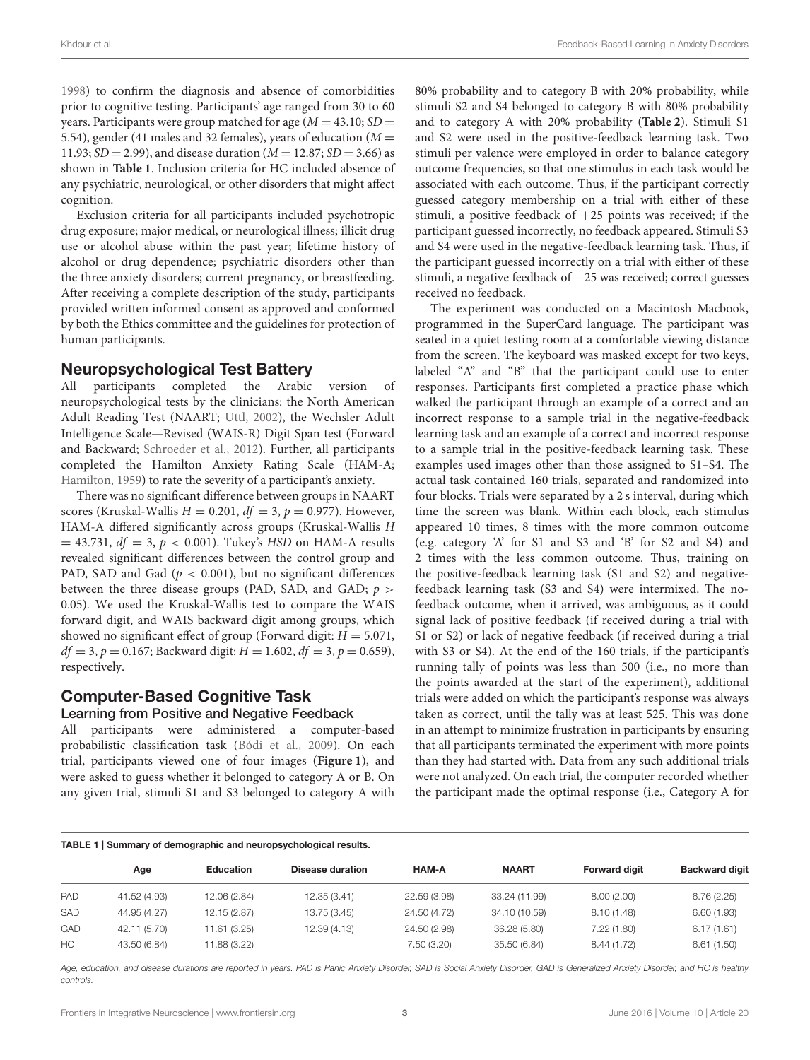1998) to confirm the diagnosis and absence of comorbidities prior to cognitive testing. Participants' age ranged from 30 to 60 years. Participants were group matched for age ($M = 43.10$; $SD = 5.54$), gender (41 males and 32 females), years of education ($M = 11.93$; $SD = 2.99$), and disease duration ($M = 12.87$; $SD = 3.66$) as shown in **Table 1**. Inclusion criteria for HC included absence of any psychiatric, neurological, or other disorders that might affect cognition.

Exclusion criteria for all participants included psychotropic drug exposure; major medical, or neurological illness; illicit drug use or alcohol abuse within the past year; lifetime history of alcohol or drug dependence; psychiatric disorders other than the three anxiety disorders; current pregnancy, or breastfeeding. After receiving a complete description of the study, participants provided written informed consent as approved and conformed by both the Ethics committee and the guidelines for protection of human participants.

## Neuropsychological Test Battery

All participants completed the Arabic version of neuropsychological tests by the clinicians: the North American Adult Reading Test (NAART; Uttl, 2002), the Wechsler Adult Intelligence Scale—Revised (WAIS-R) Digit Span test (Forward and Backward; Schroeder et al., 2012). Further, all participants completed the Hamilton Anxiety Rating Scale (HAM-A; Hamilton, 1959) to rate the severity of a participant's anxiety.

There was no significant difference between groups in NAART scores (Kruskal-Wallis $H = 0.201$, $df = 3$, $p = 0.977$). However, HAM-A differed significantly across groups (Kruskal-Wallis $H = 43.731$, $df = 3$, $p < 0.001$). Tukey's *HSD* on HAM-A results revealed significant differences between the control group and PAD, SAD and Gad ($p < 0.001$), but no significant differences between the three disease groups (PAD, SAD, and GAD; $p > 0.05$). We used the Kruskal-Wallis test to compare the WAIS forward digit, and WAIS backward digit among groups, which showed no significant effect of group (Forward digit: $H = 5.071$, $df = 3$, $p = 0.167$; Backward digit: $H = 1.602$, $df = 3$, $p = 0.659$), respectively.

## Computer-Based Cognitive Task

### Learning from Positive and Negative Feedback

All participants were administered a computer-based probabilistic classification task (Bódi et al., 2009). On each trial, participants viewed one of four images (**Figure 1**), and were asked to guess whether it belonged to category A or B. On any given trial, stimuli S1 and S3 belonged to category A with 80% probability and to category B with 20% probability, while stimuli S2 and S4 belonged to category B with 80% probability and to category A with 20% probability (**Table 2**). Stimuli S1 and S2 were used in the positive-feedback learning task. Two stimuli per valence were employed in order to balance category outcome frequencies, so that one stimulus in each task would be associated with each outcome. Thus, if the participant correctly guessed category membership on a trial with either of these stimuli, a positive feedback of +25 points was received; if the participant guessed incorrectly, no feedback appeared. Stimuli S3 and S4 were used in the negative-feedback learning task. Thus, if the participant guessed incorrectly on a trial with either of these stimuli, a negative feedback of −25 was received; correct guesses received no feedback.

The experiment was conducted on a Macintosh Macbook, programmed in the SuperCard language. The participant was seated in a quiet testing room at a comfortable viewing distance from the screen. The keyboard was masked except for two keys, labeled "A" and "B" that the participant could use to enter responses. Participants first completed a practice phase which walked the participant through an example of a correct and an incorrect response to a sample trial in the negative-feedback learning task and an example of a correct and incorrect response to a sample trial in the positive-feedback learning task. These examples used images other than those assigned to S1–S4. The actual task contained 160 trials, separated and randomized into four blocks. Trials were separated by a 2 s interval, during which time the screen was blank. Within each block, each stimulus appeared 10 times, 8 times with the more common outcome (e.g. category 'A' for S1 and S3 and 'B' for S2 and S4) and 2 times with the less common outcome. Thus, training on the positive-feedback learning task (S1 and S2) and negative-feedback learning task (S3 and S4) were intermixed. The no-feedback outcome, when it arrived, was ambiguous, as it could signal lack of positive feedback (if received during a trial with S1 or S2) or lack of negative feedback (if received during a trial with S3 or S4). At the end of the 160 trials, if the participant's running tally of points was less than 500 (i.e., no more than the points awarded at the start of the experiment), additional trials were added on which the participant's response was always taken as correct, until the tally was at least 525. This was done in an attempt to minimize frustration in participants by ensuring that all participants terminated the experiment with more points than they had started with. Data from any such additional trials were not analyzed. On each trial, the computer recorded whether the participant made the optimal response (i.e., Category A for

**TABLE 1 | Summary of demographic and neuropsychological results.**

| | Age | Education | Disease duration | HAM-A | NAART | Forward digit | Backward digit |
|---|---|---|---|---|---|---|---|
| PAD | 41.52 (4.93) | 12.06 (2.84) | 12.35 (3.41) | 22.59 (3.98) | 33.24 (11.99) | 8.00 (2.00) | 6.76 (2.25) |
| SAD | 44.95 (4.27) | 12.15 (2.87) | 13.75 (3.45) | 24.50 (4.72) | 34.10 (10.59) | 8.10 (1.48) | 6.60 (1.93) |
| GAD | 42.11 (5.70) | 11.61 (3.25) | 12.39 (4.13) | 24.50 (2.98) | 36.28 (5.80) | 7.22 (1.80) | 6.17 (1.61) |
| HC | 43.50 (6.84) | 11.88 (3.22) | | 7.50 (3.20) | 35.50 (6.84) | 8.44 (1.72) | 6.61 (1.50) |

*Age, education, and disease durations are reported in years. PAD is Panic Anxiety Disorder, SAD is Social Anxiety Disorder, GAD is Generalized Anxiety Disorder, and HC is healthy controls.*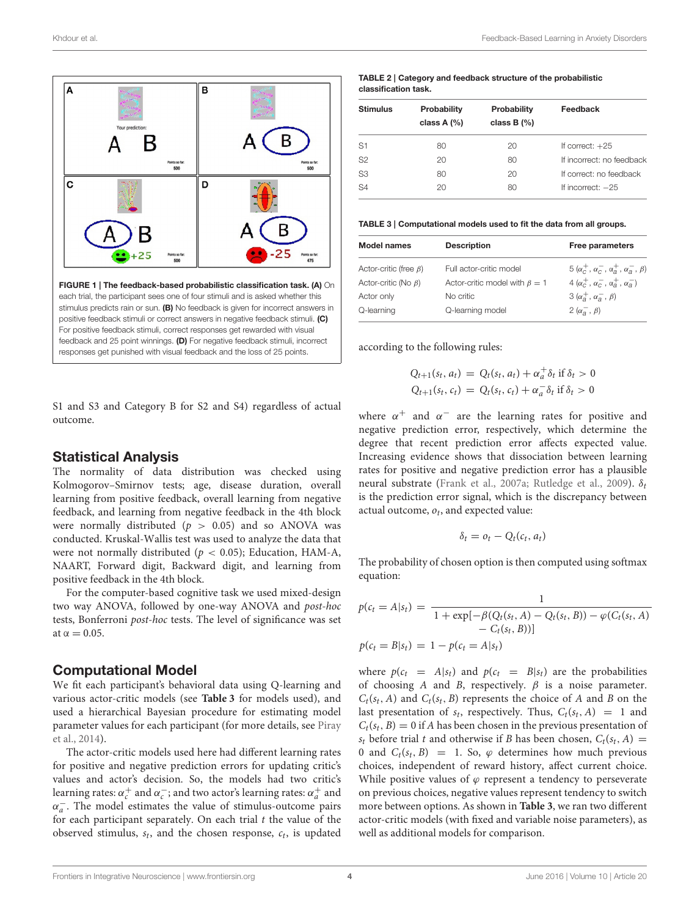**FIGURE 1 | The feedback-based probabilistic classification task. (A)** On each trial, the participant sees one of four stimuli and is asked whether this stimulus predicts rain or sun. **(B)** No feedback is given for incorrect answers in positive feedback stimuli or correct answers in negative feedback stimuli. **(C)** For positive feedback stimuli, correct responses get rewarded with visual feedback and 25 point winnings. **(D)** For negative feedback stimuli, incorrect responses get punished with visual feedback and the loss of 25 points.

S1 and S3 and Category B for S2 and S4) regardless of actual outcome.

## Statistical Analysis

The normality of data distribution was checked using Kolmogorov–Smirnov tests; age, disease duration, overall learning from positive feedback, overall learning from negative feedback, and learning from negative feedback in the 4th block were normally distributed ($p > 0.05$) and so ANOVA was conducted. Kruskal-Wallis test was used to analyze the data that were not normally distributed ($p < 0.05$); Education, HAM-A, NAART, Forward digit, Backward digit, and learning from positive feedback in the 4th block.

For the computer-based cognitive task we used mixed-design two way ANOVA, followed by one-way ANOVA and *post-hoc* tests, Bonferroni *post-hoc* tests. The level of significance was set at $\alpha = 0.05$.

## Computational Model

We fit each participant's behavioral data using Q-learning and various actor-critic models (see **Table 3** for models used), and used a hierarchical Bayesian procedure for estimating model parameter values for each participant (for more details, see Piray et al., 2014).

The actor-critic models used here had different learning rates for positive and negative prediction errors for updating critic's values and actor's decision. So, the models had two critic's learning rates: $\alpha_c^+$ and $\alpha_c^-$; and two actor's learning rates: $\alpha_a^+$ and $\alpha_a^-$. The model estimates the value of stimulus-outcome pairs for each participant separately. On each trial $t$ the value of the observed stimulus, $s_t$, and the chosen response, $c_t$, is updated according to the following rules:

**TABLE 2 | Category and feedback structure of the probabilistic classification task.**

| Stimulus | Probability class A (%) | Probability class B (%) | Feedback |
|---|---|---|---|
| S1 | 80 | 20 | If correct: +25 |
| S2 | 20 | 80 | If incorrect: no feedback |
| S3 | 80 | 20 | If correct: no feedback |
| S4 | 20 | 80 | If incorrect: −25 |

**TABLE 3 | Computational models used to fit the data from all groups.**

| Model names | Description | Free parameters |
|---|---|---|
| Actor-critic (free $\beta$) | Full actor-critic model | 5 ($\alpha_c^+, \alpha_c^-, \alpha_a^+, \alpha_a^-, \beta$) |
| Actor-critic (No $\beta$) | Actor-critic model with $\beta = 1$ | 4 ($\alpha_c^+, \alpha_c^-, \alpha_a^+, \alpha_a^-$) |
| Actor only | No critic | 3 ($\alpha_a^+, \alpha_a^-, \beta$) |
| Q-learning | Q-learning model | 2 ($\alpha_a^-, \beta$) |

$$Q_{t+1}(s_t, a_t) = Q_t(s_t, a_t) + \alpha_a^+ \delta_t \text{ if } \delta_t > 0$$
$$Q_{t+1}(s_t, c_t) = Q_t(s_t, c_t) + \alpha_a^- \delta_t \text{ if } \delta_t > 0$$

where $\alpha^+$ and $\alpha^-$ are the learning rates for positive and negative prediction error, respectively, which determine the degree that recent prediction error affects expected value. Increasing evidence shows that dissociation between learning rates for positive and negative prediction error has a plausible neural substrate (Frank et al., 2007a; Rutledge et al., 2009). $\delta_t$ is the prediction error signal, which is the discrepancy between actual outcome, $o_t$, and expected value:

$$\delta_t = o_t - Q_t(c_t, a_t)$$

The probability of chosen option is then computed using softmax equation:

$$p(c_t = A|s_t) = \frac{1}{1 + \exp[-\beta(Q_t(s_t, A) - Q_t(s_t, B)) - \varphi(C_t(s_t, A) - C_t(s_t, B))]}$$
$$p(c_t = B|s_t) = 1 - p(c_t = A|s_t)$$

where $p(c_t = A|s_t)$ and $p(c_t = B|s_t)$ are the probabilities of choosing $A$ and $B$, respectively. $\beta$ is a noise parameter. $C_t(s_t, A)$ and $C_t(s_t, B)$ represents the choice of A and B on the last presentation of $s_t$, respectively. Thus, $C_t(s_t, A) = 1$ and $C_t(s_t, B) = 0$ if $A$ has been chosen in the previous presentation of $s_t$ before trial $t$ and otherwise if $B$ has been chosen, $C_t(s_t, A) = 0$ and $C_t(s_t, B) = 1$. So, $\varphi$ determines how much previous choices, independent of reward history, affect current choice. While positive values of $\varphi$ represent a tendency to perseverate on previous choices, negative values represent tendency to switch more between options. As shown in **Table 3**, we ran two different actor-critic models (with fixed and variable noise parameters), as well as additional models for comparison.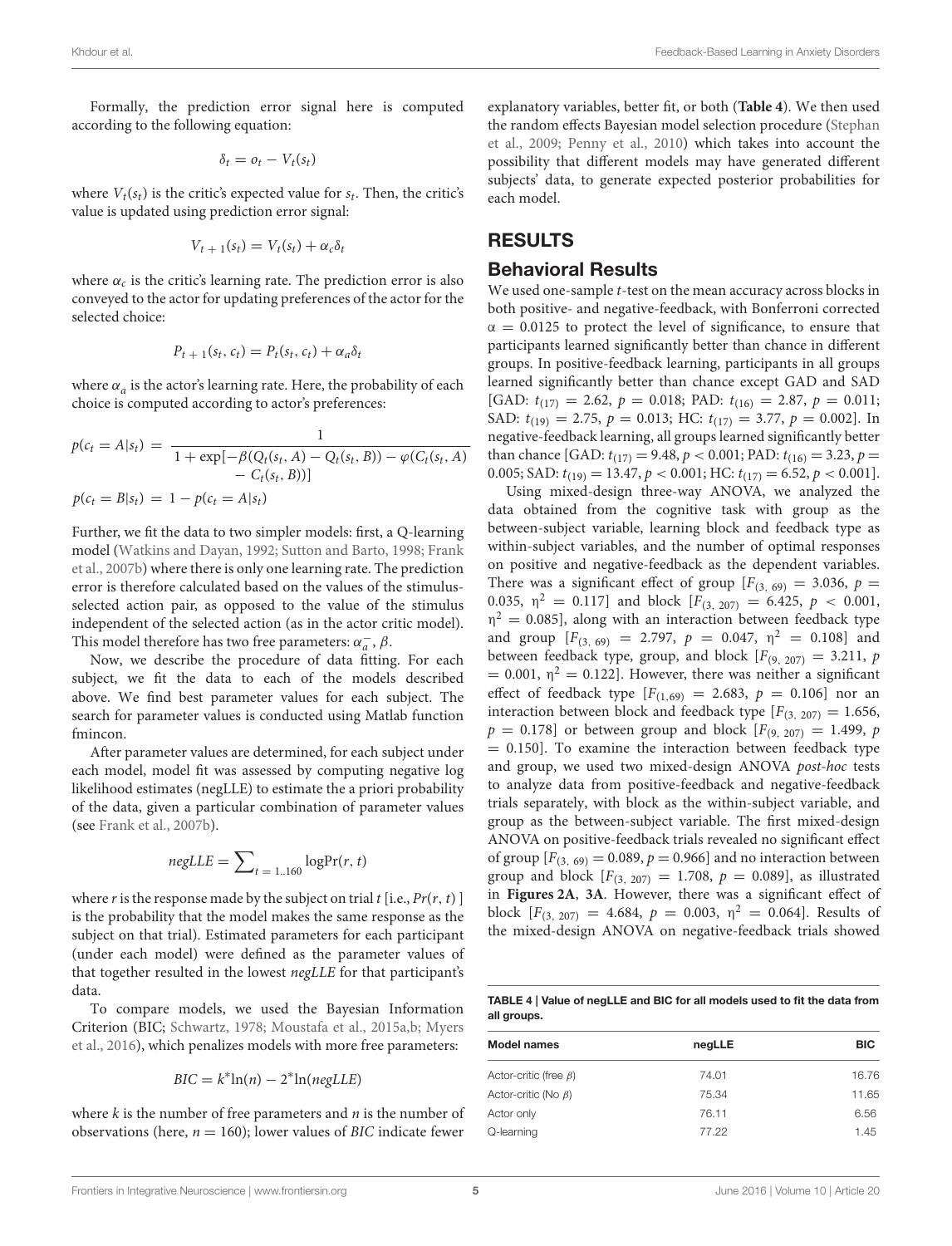Formally, the prediction error signal here is computed according to the following equation:

$$\delta_t = o_t - V_t(s_t)$$

where $V_t(s_t)$ is the critic's expected value for $s_t$. Then, the critic's value is updated using prediction error signal:

$$V_{t+1}(s_t) = V_t(s_t) + \alpha_c \delta_t$$

where $\alpha_c$ is the critic's learning rate. The prediction error is also conveyed to the actor for updating preferences of the actor for the selected choice:

$$P_{t+1}(s_t, c_t) = P_t(s_t, c_t) + \alpha_a \delta_t$$

where $\alpha_a$ is the actor's learning rate. Here, the probability of each choice is computed according to actor's preferences:

$$p(c_t = A|s_t) = \frac{1}{1 + \exp[-\beta(Q_t(s_t, A) - Q_t(s_t, B)) - \varphi(C_t(s_t, A) - C_t(s_t, B))]}$$

$$p(c_t = B|s_t) = 1 - p(c_t = A|s_t)$$

Further, we fit the data to two simpler models: first, a Q-learning model (Watkins and Dayan, 1992; Sutton and Barto, 1998; Frank et al., 2007b) where there is only one learning rate. The prediction error is therefore calculated based on the values of the stimulus-selected action pair, as opposed to the value of the stimulus independent of the selected action (as in the actor critic model). This model therefore has two free parameters: $\alpha_a^-$, $\beta$.

Now, we describe the procedure of data fitting. For each subject, we fit the data to each of the models described above. We find best parameter values for each subject. The search for parameter values is conducted using Matlab function fmincon.

After parameter values are determined, for each subject under each model, model fit was assessed by computing negative log likelihood estimates (negLLE) to estimate the a priori probability of the data, given a particular combination of parameter values (see Frank et al., 2007b).

$$negLLE = \sum_{t=1..160} \log \Pr(r, t)$$

where $r$ is the response made by the subject on trial $t$ [i.e., $Pr(r, t)$ ] is the probability that the model makes the same response as the subject on that trial). Estimated parameters for each participant (under each model) were defined as the parameter values of that together resulted in the lowest *negLLE* for that participant's data.

To compare models, we used the Bayesian Information Criterion (BIC; Schwartz, 1978; Moustafa et al., 2015a,b; Myers et al., 2016), which penalizes models with more free parameters:

$$BIC = k^* \ln(n) - 2^* \ln(negLLE)$$

where $k$ is the number of free parameters and $n$ is the number of observations (here, $n = 160$); lower values of *BIC* indicate fewer explanatory variables, better fit, or both (**Table 4**). We then used the random effects Bayesian model selection procedure (Stephan et al., 2009; Penny et al., 2010) which takes into account the possibility that different models may have generated different subjects' data, to generate expected posterior probabilities for each model.

# RESULTS

## Behavioral Results

We used one-sample *t*-test on the mean accuracy across blocks in both positive- and negative-feedback, with Bonferroni corrected $\alpha = 0.0125$ to protect the level of significance, to ensure that participants learned significantly better than chance in different groups. In positive-feedback learning, participants in all groups learned significantly better than chance except GAD and SAD [GAD: $t_{(17)} = 2.62$, $p = 0.018$; PAD: $t_{(16)} = 2.87$, $p = 0.011$; SAD: $t_{(19)} = 2.75$, $p = 0.013$; HC: $t_{(17)} = 3.77$, $p = 0.002$]. In negative-feedback learning, all groups learned significantly better than chance [GAD: $t_{(17)} = 9.48$, $p < 0.001$; PAD: $t_{(16)} = 3.23$, $p = 0.005$; SAD: $t_{(19)} = 13.47$, $p < 0.001$; HC: $t_{(17)} = 6.52$, $p < 0.001$].

Using mixed-design three-way ANOVA, we analyzed the data obtained from the cognitive task with group as the between-subject variable, learning block and feedback type as within-subject variables, and the number of optimal responses on positive and negative-feedback as the dependent variables. There was a significant effect of group [$F_{(3, 69)} = 3.036$, $p = 0.035$, $\eta^2 = 0.117$] and block [$F_{(3, 207)} = 6.425$, $p < 0.001$, $\eta^2 = 0.085$], along with an interaction between feedback type and group [$F_{(3, 69)} = 2.797$, $p = 0.047$, $\eta^2 = 0.108$] and between feedback type, group, and block [$F_{(9, 207)} = 3.211$, $p = 0.001$, $\eta^2 = 0.122$]. However, there was neither a significant effect of feedback type [$F_{(1,69)} = 2.683$, $p = 0.106$] nor an interaction between block and feedback type [$F_{(3, 207)} = 1.656$, $p = 0.178$] or between group and block [$F_{(9, 207)} = 1.499$, $p = 0.150$]. To examine the interaction between feedback type and group, we used two mixed-design ANOVA *post-hoc* tests to analyze data from positive-feedback and negative-feedback trials separately, with block as the within-subject variable, and group as the between-subject variable. The first mixed-design ANOVA on positive-feedback trials revealed no significant effect of group [$F_{(3, 69)} = 0.089$, $p = 0.966$] and no interaction between group and block [$F_{(3, 207)} = 1.708$, $p = 0.089$], as illustrated in **Figures 2A**, **3A**. However, there was a significant effect of block [$F_{(3, 207)} = 4.684$, $p = 0.003$, $\eta^2 = 0.064$]. Results of the mixed-design ANOVA on negative-feedback trials showed

**TABLE 4 | Value of negLLE and BIC for all models used to fit the data from all groups.**

| Model names | negLLE | BIC |
|---|---|---|
| Actor-critic (free $\beta$) | 74.01 | 16.76 |
| Actor-critic (No $\beta$) | 75.34 | 11.65 |
| Actor only | 76.11 | 6.56 |
| Q-learning | 77.22 | 1.45 |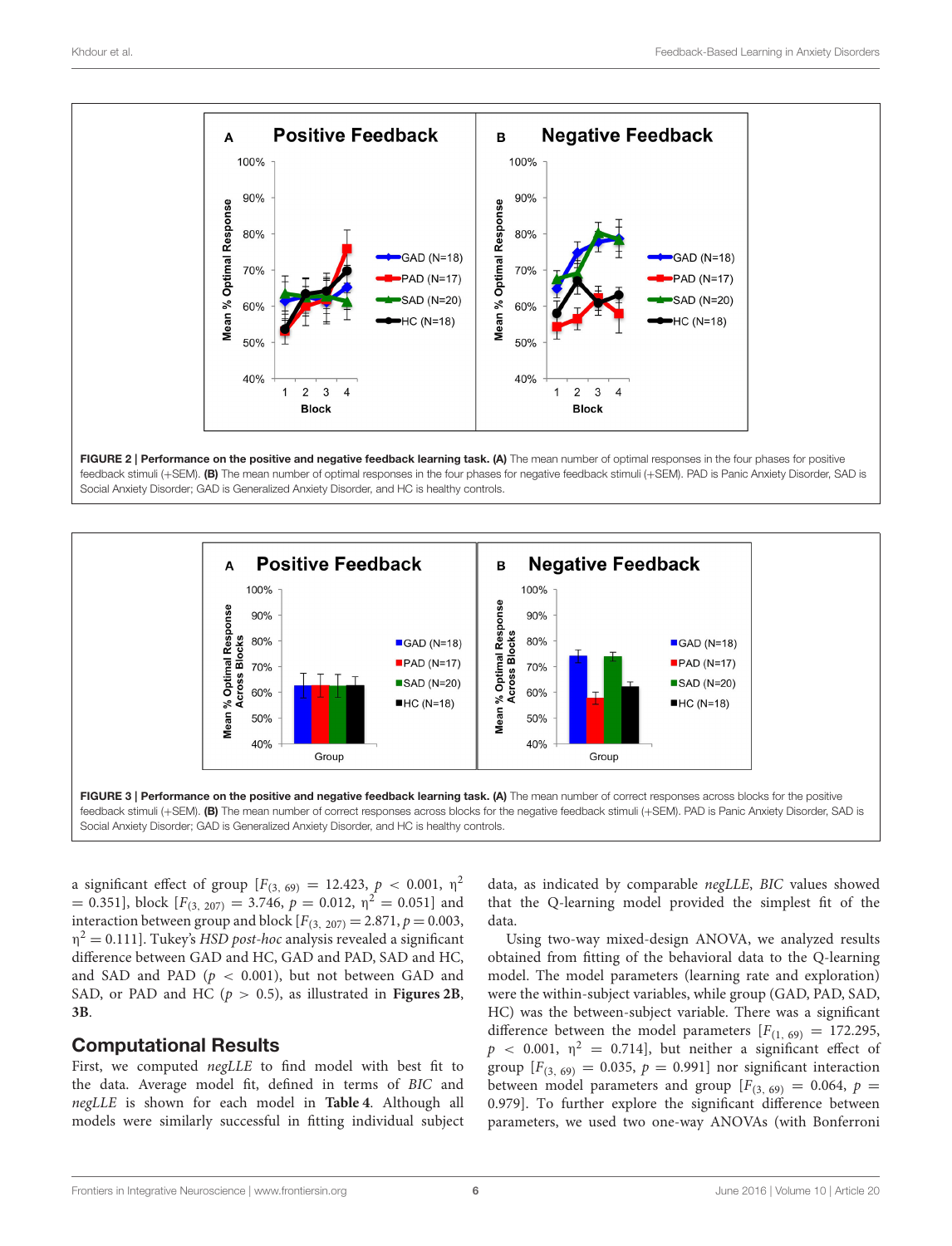**FIGURE 2 | Performance on the positive and negative feedback learning task. (A)** The mean number of optimal responses in the four phases for positive feedback stimuli (+SEM). **(B)** The mean number of optimal responses in the four phases for negative feedback stimuli (+SEM). PAD is Panic Anxiety Disorder, SAD is Social Anxiety Disorder; GAD is Generalized Anxiety Disorder, and HC is healthy controls.

**FIGURE 3 | Performance on the positive and negative feedback learning task. (A)** The mean number of correct responses across blocks for the positive feedback stimuli (+SEM). **(B)** The mean number of correct responses across blocks for the negative feedback stimuli (+SEM). PAD is Panic Anxiety Disorder, SAD is Social Anxiety Disorder; GAD is Generalized Anxiety Disorder, and HC is healthy controls.

a significant effect of group [$F_{(3,\ 69)} = 12.423$, $p < 0.001$, $\eta^2 = 0.351$], block [$F_{(3,\ 207)} = 3.746$, $p = 0.012$, $\eta^2 = 0.051$] and interaction between group and block [$F_{(3,\ 207)} = 2.871$, $p = 0.003$, $\eta^2 = 0.111$]. Tukey's *HSD post-hoc* analysis revealed a significant difference between GAD and HC, GAD and PAD, SAD and HC, and SAD and PAD ($p < 0.001$), but not between GAD and SAD, or PAD and HC ($p > 0.5$), as illustrated in **Figures 2B, 3B**.

## Computational Results

First, we computed *negLLE* to find model with best fit to the data. Average model fit, defined in terms of *BIC* and *negLLE* is shown for each model in **Table 4**. Although all models were similarly successful in fitting individual subject data, as indicated by comparable *negLLE*, *BIC* values showed that the Q-learning model provided the simplest fit of the data.

Using two-way mixed-design ANOVA, we analyzed results obtained from fitting of the behavioral data to the Q-learning model. The model parameters (learning rate and exploration) were the within-subject variables, while group (GAD, PAD, SAD, HC) was the between-subject variable. There was a significant difference between the model parameters [$F_{(1,\ 69)} = 172.295$, $p < 0.001$, $\eta^2 = 0.714$], but neither a significant effect of group [$F_{(3,\ 69)} = 0.035$, $p = 0.991$] nor significant interaction between model parameters and group [$F_{(3,\ 69)} = 0.064$, $p = 0.979$]. To further explore the significant difference between parameters, we used two one-way ANOVAs (with Bonferroni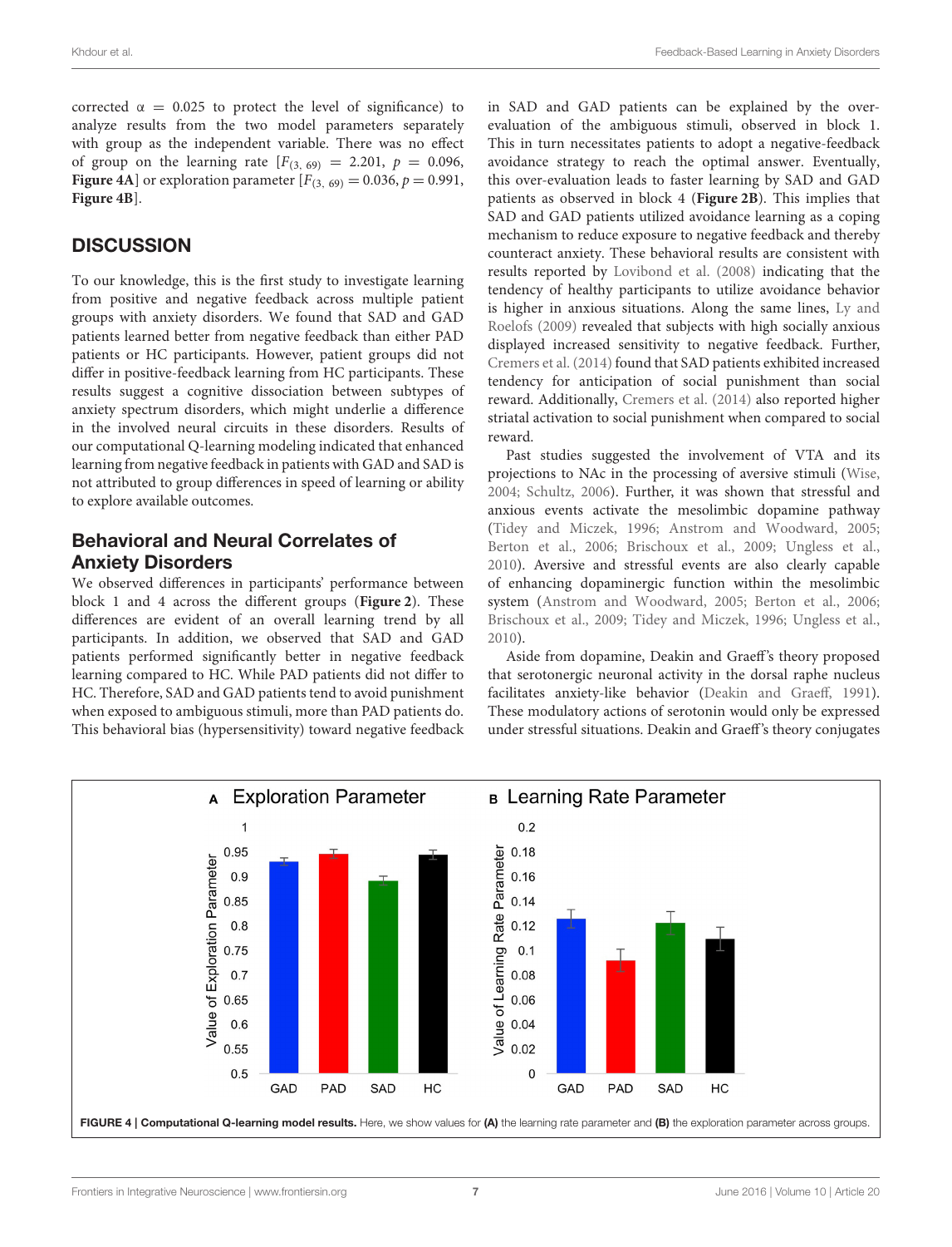corrected α = 0.025 to protect the level of significance) to analyze results from the two model parameters separately with group as the independent variable. There was no effect of group on the learning rate [$F_{(3, 69)} = 2.201$, $p = 0.096$, **Figure 4A**] or exploration parameter [$F_{(3, 69)} = 0.036$, $p = 0.991$, **Figure 4B**].

## DISCUSSION

To our knowledge, this is the first study to investigate learning from positive and negative feedback across multiple patient groups with anxiety disorders. We found that SAD and GAD patients learned better from negative feedback than either PAD patients or HC participants. However, patient groups did not differ in positive-feedback learning from HC participants. These results suggest a cognitive dissociation between subtypes of anxiety spectrum disorders, which might underlie a difference in the involved neural circuits in these disorders. Results of our computational Q-learning modeling indicated that enhanced learning from negative feedback in patients with GAD and SAD is not attributed to group differences in speed of learning or ability to explore available outcomes.

### Behavioral and Neural Correlates of Anxiety Disorders

We observed differences in participants' performance between block 1 and 4 across the different groups (**Figure 2**). These differences are evident of an overall learning trend by all participants. In addition, we observed that SAD and GAD patients performed significantly better in negative feedback learning compared to HC. While PAD patients did not differ to HC. Therefore, SAD and GAD patients tend to avoid punishment when exposed to ambiguous stimuli, more than PAD patients do. This behavioral bias (hypersensitivity) toward negative feedback in SAD and GAD patients can be explained by the over-evaluation of the ambiguous stimuli, observed in block 1. This in turn necessitates patients to adopt a negative-feedback avoidance strategy to reach the optimal answer. Eventually, this over-evaluation leads to faster learning by SAD and GAD patients as observed in block 4 (**Figure 2B**). This implies that SAD and GAD patients utilized avoidance learning as a coping mechanism to reduce exposure to negative feedback and thereby counteract anxiety. These behavioral results are consistent with results reported by Lovibond et al. (2008) indicating that the tendency of healthy participants to utilize avoidance behavior is higher in anxious situations. Along the same lines, Ly and Roelofs (2009) revealed that subjects with high socially anxious displayed increased sensitivity to negative feedback. Further, Cremers et al. (2014) found that SAD patients exhibited increased tendency for anticipation of social punishment than social reward. Additionally, Cremers et al. (2014) also reported higher striatal activation to social punishment when compared to social reward.

Past studies suggested the involvement of VTA and its projections to NAc in the processing of aversive stimuli (Wise, 2004; Schultz, 2006). Further, it was shown that stressful and anxious events activate the mesolimbic dopamine pathway (Tidey and Miczek, 1996; Anstrom and Woodward, 2005; Berton et al., 2006; Brischoux et al., 2009; Ungless et al., 2010). Aversive and stressful events are also clearly capable of enhancing dopaminergic function within the mesolimbic system (Anstrom and Woodward, 2005; Berton et al., 2006; Brischoux et al., 2009; Tidey and Miczek, 1996; Ungless et al., 2010).

Aside from dopamine, Deakin and Graeff's theory proposed that serotonergic neuronal activity in the dorsal raphe nucleus facilitates anxiety-like behavior (Deakin and Graeff, 1991). These modulatory actions of serotonin would only be expressed under stressful situations. Deakin and Graeff's theory conjugates

**FIGURE 4 | Computational Q-learning model results.** Here, we show values for **(A)** the learning rate parameter and **(B)** the exploration parameter across groups.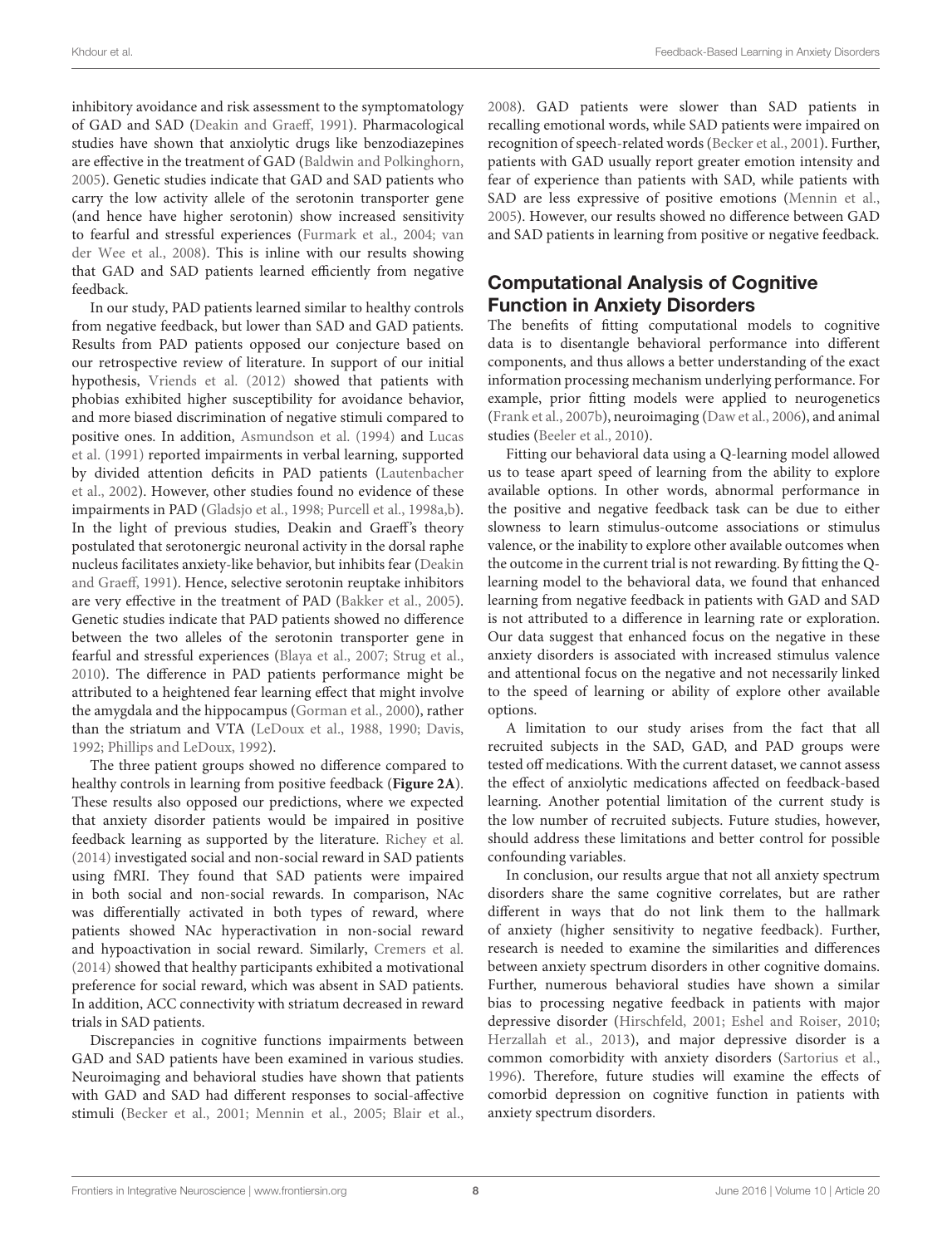inhibitory avoidance and risk assessment to the symptomatology of GAD and SAD (Deakin and Graeff, 1991). Pharmacological studies have shown that anxiolytic drugs like benzodiazepines are effective in the treatment of GAD (Baldwin and Polkinghorn, 2005). Genetic studies indicate that GAD and SAD patients who carry the low activity allele of the serotonin transporter gene (and hence have higher serotonin) show increased sensitivity to fearful and stressful experiences (Furmark et al., 2004; van der Wee et al., 2008). This is inline with our results showing that GAD and SAD patients learned efficiently from negative feedback.

In our study, PAD patients learned similar to healthy controls from negative feedback, but lower than SAD and GAD patients. Results from PAD patients opposed our conjecture based on our retrospective review of literature. In support of our initial hypothesis, Vriends et al. (2012) showed that patients with phobias exhibited higher susceptibility for avoidance behavior, and more biased discrimination of negative stimuli compared to positive ones. In addition, Asmundson et al. (1994) and Lucas et al. (1991) reported impairments in verbal learning, supported by divided attention deficits in PAD patients (Lautenbacher et al., 2002). However, other studies found no evidence of these impairments in PAD (Gladsjo et al., 1998; Purcell et al., 1998a,b). In the light of previous studies, Deakin and Graeff's theory postulated that serotonergic neuronal activity in the dorsal raphe nucleus facilitates anxiety-like behavior, but inhibits fear (Deakin and Graeff, 1991). Hence, selective serotonin reuptake inhibitors are very effective in the treatment of PAD (Bakker et al., 2005). Genetic studies indicate that PAD patients showed no difference between the two alleles of the serotonin transporter gene in fearful and stressful experiences (Blaya et al., 2007; Strug et al., 2010). The difference in PAD patients performance might be attributed to a heightened fear learning effect that might involve the amygdala and the hippocampus (Gorman et al., 2000), rather than the striatum and VTA (LeDoux et al., 1988, 1990; Davis, 1992; Phillips and LeDoux, 1992).

The three patient groups showed no difference compared to healthy controls in learning from positive feedback (**Figure 2A**). These results also opposed our predictions, where we expected that anxiety disorder patients would be impaired in positive feedback learning as supported by the literature. Richey et al. (2014) investigated social and non-social reward in SAD patients using fMRI. They found that SAD patients were impaired in both social and non-social rewards. In comparison, NAc was differentially activated in both types of reward, where patients showed NAc hyperactivation in non-social reward and hypoactivation in social reward. Similarly, Cremers et al. (2014) showed that healthy participants exhibited a motivational preference for social reward, which was absent in SAD patients. In addition, ACC connectivity with striatum decreased in reward trials in SAD patients.

Discrepancies in cognitive functions impairments between GAD and SAD patients have been examined in various studies. Neuroimaging and behavioral studies have shown that patients with GAD and SAD had different responses to social-affective stimuli (Becker et al., 2001; Mennin et al., 2005; Blair et al., 2008). GAD patients were slower than SAD patients in recalling emotional words, while SAD patients were impaired on recognition of speech-related words (Becker et al., 2001). Further, patients with GAD usually report greater emotion intensity and fear of experience than patients with SAD, while patients with SAD are less expressive of positive emotions (Mennin et al., 2005). However, our results showed no difference between GAD and SAD patients in learning from positive or negative feedback.

## Computational Analysis of Cognitive Function in Anxiety Disorders

The benefits of fitting computational models to cognitive data is to disentangle behavioral performance into different components, and thus allows a better understanding of the exact information processing mechanism underlying performance. For example, prior fitting models were applied to neurogenetics (Frank et al., 2007b), neuroimaging (Daw et al., 2006), and animal studies (Beeler et al., 2010).

Fitting our behavioral data using a Q-learning model allowed us to tease apart speed of learning from the ability to explore available options. In other words, abnormal performance in the positive and negative feedback task can be due to either slowness to learn stimulus-outcome associations or stimulus valence, or the inability to explore other available outcomes when the outcome in the current trial is not rewarding. By fitting the Q-learning model to the behavioral data, we found that enhanced learning from negative feedback in patients with GAD and SAD is not attributed to a difference in learning rate or exploration. Our data suggest that enhanced focus on the negative in these anxiety disorders is associated with increased stimulus valence and attentional focus on the negative and not necessarily linked to the speed of learning or ability of explore other available options.

A limitation to our study arises from the fact that all recruited subjects in the SAD, GAD, and PAD groups were tested off medications. With the current dataset, we cannot assess the effect of anxiolytic medications affected on feedback-based learning. Another potential limitation of the current study is the low number of recruited subjects. Future studies, however, should address these limitations and better control for possible confounding variables.

In conclusion, our results argue that not all anxiety spectrum disorders share the same cognitive correlates, but are rather different in ways that do not link them to the hallmark of anxiety (higher sensitivity to negative feedback). Further, research is needed to examine the similarities and differences between anxiety spectrum disorders in other cognitive domains. Further, numerous behavioral studies have shown a similar bias to processing negative feedback in patients with major depressive disorder (Hirschfeld, 2001; Eshel and Roiser, 2010; Herzallah et al., 2013), and major depressive disorder is a common comorbidity with anxiety disorders (Sartorius et al., 1996). Therefore, future studies will examine the effects of comorbid depression on cognitive function in patients with anxiety spectrum disorders.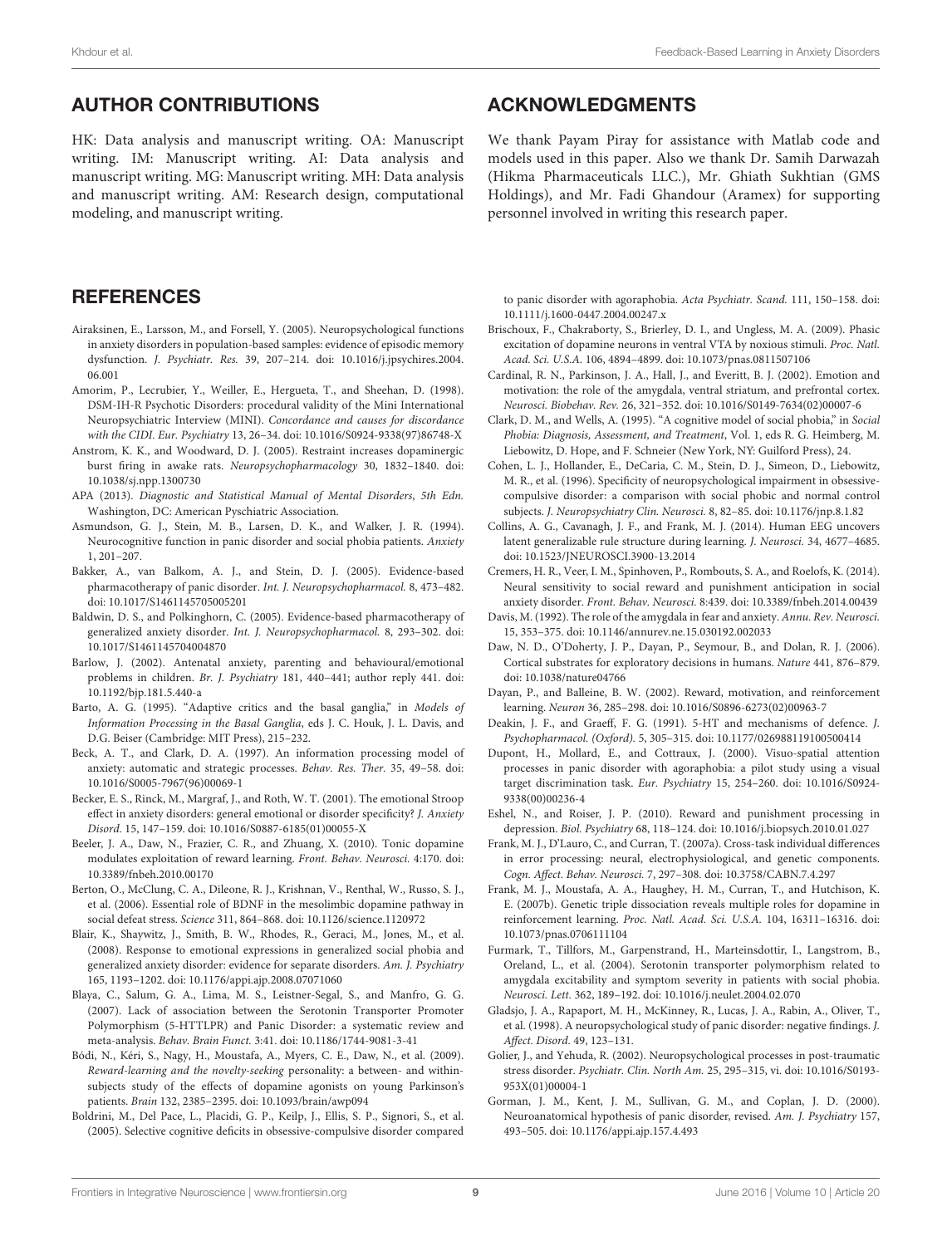## AUTHOR CONTRIBUTIONS

HK: Data analysis and manuscript writing. OA: Manuscript writing. IM: Manuscript writing. AI: Data analysis and manuscript writing. MG: Manuscript writing. MH: Data analysis and manuscript writing. AM: Research design, computational modeling, and manuscript writing.

## ACKNOWLEDGMENTS

We thank Payam Piray for assistance with Matlab code and models used in this paper. Also we thank Dr. Samih Darwazah (Hikma Pharmaceuticals LLC.), Mr. Ghiath Sukhtian (GMS Holdings), and Mr. Fadi Ghandour (Aramex) for supporting personnel involved in writing this research paper.

## REFERENCES

Airaksinen, E., Larsson, M., and Forsell, Y. (2005). Neuropsychological functions in anxiety disorders in population-based samples: evidence of episodic memory dysfunction. *J. Psychiatr. Res.* 39, 207–214. doi: 10.1016/j.jpsychires.2004.06.001

Amorim, P., Lecrubier, Y., Weiller, E., Hergueta, T., and Sheehan, D. (1998). DSM-IH-R Psychotic Disorders: procedural validity of the Mini International Neuropsychiatric Interview (MINI). *Concordance and causes for discordance with the CIDI. Eur. Psychiatry* 13, 26–34. doi: 10.1016/S0924-9338(97)86748-X

Anstrom, K. K., and Woodward, D. J. (2005). Restraint increases dopaminergic burst firing in awake rats. *Neuropsychopharmacology* 30, 1832–1840. doi: 10.1038/sj.npp.1300730

APA (2013). *Diagnostic and Statistical Manual of Mental Disorders*, *5th Edn.* Washington, DC: American Psychiatric Association.

Asmundson, G. J., Stein, M. B., Larsen, D. K., and Walker, J. R. (1994). Neurocognitive function in panic disorder and social phobia patients. *Anxiety* 1, 201–207.

Bakker, A., van Balkom, A. J., and Stein, D. J. (2005). Evidence-based pharmacotherapy of panic disorder. *Int. J. Neuropsychopharmacol.* 8, 473–482. doi: 10.1017/S1461145705005201

Baldwin, D. S., and Polkinghorn, C. (2005). Evidence-based pharmacotherapy of generalized anxiety disorder. *Int. J. Neuropsychopharmacol.* 8, 293–302. doi: 10.1017/S1461145704004870

Barlow, J. (2002). Antenatal anxiety, parenting and behavioural/emotional problems in children. *Br. J. Psychiatry* 181, 440–441; author reply 441. doi: 10.1192/bjp.181.5.440-a

Barto, A. G. (1995). "Adaptive critics and the basal ganglia," in *Models of Information Processing in the Basal Ganglia*, eds J. C. Houk, J. L. Davis, and D.G. Beiser (Cambridge: MIT Press), 215–232.

Beck, A. T., and Clark, D. A. (1997). An information processing model of anxiety: automatic and strategic processes. *Behav. Res. Ther.* 35, 49–58. doi: 10.1016/S0005-7967(96)00069-1

Becker, E. S., Rinck, M., Margraf, J., and Roth, W. T. (2001). The emotional Stroop effect in anxiety disorders: general emotional or disorder specificity? *J. Anxiety Disord.* 15, 147–159. doi: 10.1016/S0887-6185(01)00055-X

Beeler, J. A., Daw, N., Frazier, C. R., and Zhuang, X. (2010). Tonic dopamine modulates exploitation of reward learning. *Front. Behav. Neurosci.* 4:170. doi: 10.3389/fnbeh.2010.00170

Berton, O., McClung, C. A., Dileone, R. J., Krishnan, V., Renthal, W., Russo, S. J., et al. (2006). Essential role of BDNF in the mesolimbic dopamine pathway in social defeat stress. *Science* 311, 864–868. doi: 10.1126/science.1120972

Blair, K., Shaywitz, J., Smith, B. W., Rhodes, R., Geraci, M., Jones, M., et al. (2008). Response to emotional expressions in generalized social phobia and generalized anxiety disorder: evidence for separate disorders. *Am. J. Psychiatry* 165, 1193–1202. doi: 10.1176/appi.ajp.2008.07071060

Blaya, C., Salum, G. A., Lima, M. S., Leistner-Segal, S., and Manfro, G. G. (2007). Lack of association between the Serotonin Transporter Promoter Polymorphism (5-HTTLPR) and Panic Disorder: a systematic review and meta-analysis. *Behav. Brain Funct.* 3:41. doi: 10.1186/1744-9081-3-41

Bódi, N., Kéri, S., Nagy, H., Moustafa, A., Myers, C. E., Daw, N., et al. (2009). *Reward-learning and the novelty-seeking* personality: a between- and within-subjects study of the effects of dopamine agonists on young Parkinson's patients. *Brain* 132, 2385–2395. doi: 10.1093/brain/awp094

Boldrini, M., Del Pace, L., Placidi, G. P., Keilp, J., Ellis, S. P., Signori, S., et al. (2005). Selective cognitive deficits in obsessive-compulsive disorder compared to panic disorder with agoraphobia. *Acta Psychiatr. Scand.* 111, 150–158. doi: 10.1111/j.1600-0447.2004.00247.x

Brischoux, F., Chakraborty, S., Brierley, D. I., and Ungless, M. A. (2009). Phasic excitation of dopamine neurons in ventral VTA by noxious stimuli. *Proc. Natl. Acad. Sci. U.S.A.* 106, 4894–4899. doi: 10.1073/pnas.0811507106

Cardinal, R. N., Parkinson, J. A., Hall, J., and Everitt, B. J. (2002). Emotion and motivation: the role of the amygdala, ventral striatum, and prefrontal cortex. *Neurosci. Biobehav. Rev.* 26, 321–352. doi: 10.1016/S0149-7634(02)00007-6

Clark, D. M., and Wells, A. (1995). "A cognitive model of social phobia," in *Social Phobia: Diagnosis, Assessment, and Treatment*, Vol. 1, eds R. G. Heimberg, M. Liebowitz, D. Hope, and F. Schneier (New York, NY: Guilford Press), 24.

Cohen, L. J., Hollander, E., DeCaria, C. M., Stein, D. J., Simeon, D., Liebowitz, M. R., et al. (1996). Specificity of neuropsychological impairment in obsessive-compulsive disorder: a comparison with social phobic and normal control subjects. *J. Neuropsychiatry Clin. Neurosci.* 8, 82–85. doi: 10.1176/jnp.8.1.82

Collins, A. G., Cavanagh, J. F., and Frank, M. J. (2014). Human EEG uncovers latent generalizable rule structure during learning. *J. Neurosci.* 34, 4677–4685. doi: 10.1523/JNEUROSCI.3900-13.2014

Cremers, H. R., Veer, I. M., Spinhoven, P., Rombouts, S. A., and Roelofs, K. (2014). Neural sensitivity to social reward and punishment anticipation in social anxiety disorder. *Front. Behav. Neurosci.* 8:439. doi: 10.3389/fnbeh.2014.00439

Davis, M. (1992). The role of the amygdala in fear and anxiety. *Annu. Rev. Neurosci.* 15, 353–375. doi: 10.1146/annurev.ne.15.030192.002033

Daw, N. D., O'Doherty, J. P., Dayan, P., Seymour, B., and Dolan, R. J. (2006). Cortical substrates for exploratory decisions in humans. *Nature* 441, 876–879. doi: 10.1038/nature04766

Dayan, P., and Balleine, B. W. (2002). Reward, motivation, and reinforcement learning. *Neuron* 36, 285–298. doi: 10.1016/S0896-6273(02)00963-7

Deakin, J. F., and Graeff, F. G. (1991). 5-HT and mechanisms of defence. *J. Psychopharmacol. (Oxford).* 5, 305–315. doi: 10.1177/026988119100500414

Dupont, H., Mollard, E., and Cottraux, J. (2000). Visuo-spatial attention processes in panic disorder with agoraphobia: a pilot study using a visual target discrimination task. *Eur. Psychiatry* 15, 254–260. doi: 10.1016/S0924-9338(00)00236-4

Eshel, N., and Roiser, J. P. (2010). Reward and punishment processing in depression. *Biol. Psychiatry* 68, 118–124. doi: 10.1016/j.biopsych.2010.01.027

Frank, M. J., D'Lauro, C., and Curran, T. (2007a). Cross-task individual differences in error processing: neural, electrophysiological, and genetic components. *Cogn. Affect. Behav. Neurosci.* 7, 297–308. doi: 10.3758/CABN.7.4.297

Frank, M. J., Moustafa, A. A., Haughey, H. M., Curran, T., and Hutchison, K. E. (2007b). Genetic triple dissociation reveals multiple roles for dopamine in reinforcement learning. *Proc. Natl. Acad. Sci. U.S.A.* 104, 16311–16316. doi: 10.1073/pnas.0706111104

Furmark, T., Tillfors, M., Garpenstrand, H., Marteinsdottir, I., Langstrom, B., Oreland, L., et al. (2004). Serotonin transporter polymorphism related to amygdala excitability and symptom severity in patients with social phobia. *Neurosci. Lett.* 362, 189–192. doi: 10.1016/j.neulet.2004.02.070

Gladsjo, J. A., Rapaport, M. H., McKinney, R., Lucas, J. A., Rabin, A., Oliver, T., et al. (1998). A neuropsychological study of panic disorder: negative findings. *J. Affect. Disord.* 49, 123–131.

Golier, J., and Yehuda, R. (2002). Neuropsychological processes in post-traumatic stress disorder. *Psychiatr. Clin. North Am.* 25, 295–315, vi. doi: 10.1016/S0193-953X(01)00004-1

Gorman, J. M., Kent, J. M., Sullivan, G. M., and Coplan, J. D. (2000). Neuroanatomical hypothesis of panic disorder, revised. *Am. J. Psychiatry* 157, 493–505. doi: 10.1176/appi.ajp.157.4.493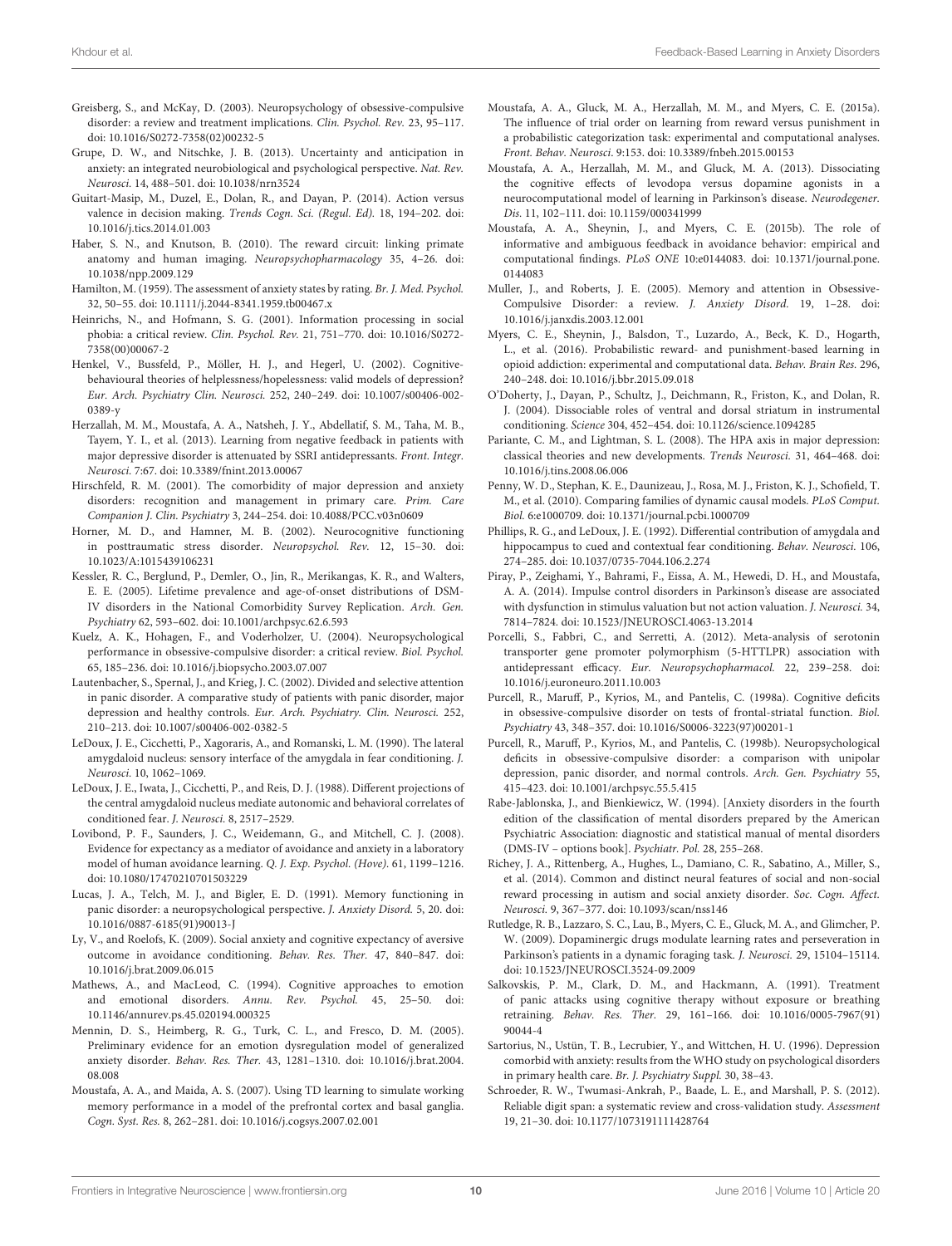Greisberg, S., and McKay, D. (2003). Neuropsychology of obsessive-compulsive disorder: a review and treatment implications. *Clin. Psychol. Rev.* 23, 95–117. doi: 10.1016/S0272-7358(02)00232-5

Grupe, D. W., and Nitschke, J. B. (2013). Uncertainty and anticipation in anxiety: an integrated neurobiological and psychological perspective. *Nat. Rev. Neurosci.* 14, 488–501. doi: 10.1038/nrn3524

Guitart-Masip, M., Duzel, E., Dolan, R., and Dayan, P. (2014). Action versus valence in decision making. *Trends Cogn. Sci. (Regul. Ed).* 18, 194–202. doi: 10.1016/j.tics.2014.01.003

Haber, S. N., and Knutson, B. (2010). The reward circuit: linking primate anatomy and human imaging. *Neuropsychopharmacology* 35, 4–26. doi: 10.1038/npp.2009.129

Hamilton, M. (1959). The assessment of anxiety states by rating. *Br. J. Med. Psychol.* 32, 50–55. doi: 10.1111/j.2044-8341.1959.tb00467.x

Heinrichs, N., and Hofmann, S. G. (2001). Information processing in social phobia: a critical review. *Clin. Psychol. Rev.* 21, 751–770. doi: 10.1016/S0272-7358(00)00067-2

Henkel, V., Bussfeld, P., Möller, H. J., and Hegerl, U. (2002). Cognitive-behavioural theories of helplessness/hopelessness: valid models of depression? *Eur. Arch. Psychiatry Clin. Neurosci.* 252, 240–249. doi: 10.1007/s00406-002-0389-y

Herzallah, M. M., Moustafa, A. A., Natsheh, J. Y., Abdellatif, S. M., Taha, M. B., Tayem, Y. I., et al. (2013). Learning from negative feedback in patients with major depressive disorder is attenuated by SSRI antidepressants. *Front. Integr. Neurosci.* 7:67. doi: 10.3389/fnint.2013.00067

Hirschfeld, R. M. (2001). The comorbidity of major depression and anxiety disorders: recognition and management in primary care. *Prim. Care Companion J. Clin. Psychiatry* 3, 244–254. doi: 10.4088/PCC.v03n0609

Horner, M. D., and Hamner, M. B. (2002). Neurocognitive functioning in posttraumatic stress disorder. *Neuropsychol. Rev.* 12, 15–30. doi: 10.1023/A:1015439106231

Kessler, R. C., Berglund, P., Demler, O., Jin, R., Merikangas, K. R., and Walters, E. E. (2005). Lifetime prevalence and age-of-onset distributions of DSM-IV disorders in the National Comorbidity Survey Replication. *Arch. Gen. Psychiatry* 62, 593–602. doi: 10.1001/archpsyc.62.6.593

Kuelz, A. K., Hohagen, F., and Voderholzer, U. (2004). Neuropsychological performance in obsessive-compulsive disorder: a critical review. *Biol. Psychol.* 65, 185–236. doi: 10.1016/j.biopsycho.2003.07.007

Lautenbacher, S., Spernal, J., and Krieg, J. C. (2002). Divided and selective attention in panic disorder. A comparative study of patients with panic disorder, major depression and healthy controls. *Eur. Arch. Psychiatry. Clin. Neurosci.* 252, 210–213. doi: 10.1007/s00406-002-0382-5

LeDoux, J. E., Cicchetti, P., Xagoraris, A., and Romanski, L. M. (1990). The lateral amygdaloid nucleus: sensory interface of the amygdala in fear conditioning. *J. Neurosci.* 10, 1062–1069.

LeDoux, J. E., Iwata, J., Cicchetti, P., and Reis, D. J. (1988). Different projections of the central amygdaloid nucleus mediate autonomic and behavioral correlates of conditioned fear. *J. Neurosci.* 8, 2517–2529.

Lovibond, P. F., Saunders, J. C., Weidemann, G., and Mitchell, C. J. (2008). Evidence for expectancy as a mediator of avoidance and anxiety in a laboratory model of human avoidance learning. *Q. J. Exp. Psychol. (Hove).* 61, 1199–1216. doi: 10.1080/17470210701503229

Lucas, J. A., Telch, M. J., and Bigler, E. D. (1991). Memory functioning in panic disorder: a neuropsychological perspective. *J. Anxiety Disord.* 5, 20. doi: 10.1016/0887-6185(91)90013-J

Ly, V., and Roelofs, K. (2009). Social anxiety and cognitive expectancy of aversive outcome in avoidance conditioning. *Behav. Res. Ther.* 47, 840–847. doi: 10.1016/j.brat.2009.06.015

Mathews, A., and MacLeod, C. (1994). Cognitive approaches to emotion and emotional disorders. *Annu. Rev. Psychol.* 45, 25–50. doi: 10.1146/annurev.ps.45.020194.000325

Mennin, D. S., Heimberg, R. G., Turk, C. L., and Fresco, D. M. (2005). Preliminary evidence for an emotion dysregulation model of generalized anxiety disorder. *Behav. Res. Ther.* 43, 1281–1310. doi: 10.1016/j.brat.2004.08.008

Moustafa, A. A., and Maida, A. S. (2007). Using TD learning to simulate working memory performance in a model of the prefrontal cortex and basal ganglia. *Cogn. Syst. Res.* 8, 262–281. doi: 10.1016/j.cogsys.2007.02.001

Moustafa, A. A., Gluck, M. A., Herzallah, M. M., and Myers, C. E. (2015a). The influence of trial order on learning from reward versus punishment in a probabilistic categorization task: experimental and computational analyses. *Front. Behav. Neurosci.* 9:153. doi: 10.3389/fnbeh.2015.00153

Moustafa, A. A., Herzallah, M. M., and Gluck, M. A. (2013). Dissociating the cognitive effects of levodopa versus dopamine agonists in a neurocomputational model of learning in Parkinson's disease. *Neurodegener. Dis.* 11, 102–111. doi: 10.1159/000341999

Moustafa, A. A., Sheynin, J., and Myers, C. E. (2015b). The role of informative and ambiguous feedback in avoidance behavior: empirical and computational findings. *PLoS ONE* 10:e0144083. doi: 10.1371/journal.pone.0144083

Muller, J., and Roberts, J. E. (2005). Memory and attention in Obsessive-Compulsive Disorder: a review. *J. Anxiety Disord.* 19, 1–28. doi: 10.1016/j.janxdis.2003.12.001

Myers, C. E., Sheynin, J., Balsdon, T., Luzardo, A., Beck, K. D., Hogarth, L., et al. (2016). Probabilistic reward- and punishment-based learning in opioid addiction: experimental and computational data. *Behav. Brain Res.* 296, 240–248. doi: 10.1016/j.bbr.2015.09.018

O'Doherty, J., Dayan, P., Schultz, J., Deichmann, R., Friston, K., and Dolan, R. J. (2004). Dissociable roles of ventral and dorsal striatum in instrumental conditioning. *Science* 304, 452–454. doi: 10.1126/science.1094285

Pariante, C. M., and Lightman, S. L. (2008). The HPA axis in major depression: classical theories and new developments. *Trends Neurosci.* 31, 464–468. doi: 10.1016/j.tins.2008.06.006

Penny, W. D., Stephan, K. E., Daunizeau, J., Rosa, M. J., Friston, K. J., Schofield, T. M., et al. (2010). Comparing families of dynamic causal models. *PLoS Comput. Biol.* 6:e1000709. doi: 10.1371/journal.pcbi.1000709

Phillips, R. G., and LeDoux, J. E. (1992). Differential contribution of amygdala and hippocampus to cued and contextual fear conditioning. *Behav. Neurosci.* 106, 274–285. doi: 10.1037/0735-7044.106.2.274

Piray, P., Zeighami, Y., Bahrami, F., Eissa, A. M., Hewedi, D. H., and Moustafa, A. A. (2014). Impulse control disorders in Parkinson's disease are associated with dysfunction in stimulus valuation but not action valuation. *J. Neurosci.* 34, 7814–7824. doi: 10.1523/JNEUROSCI.4063-13.2014

Porcelli, S., Fabbri, C., and Serretti, A. (2012). Meta-analysis of serotonin transporter gene promoter polymorphism (5-HTTLPR) association with antidepressant efficacy. *Eur. Neuropsychopharmacol.* 22, 239–258. doi: 10.1016/j.euroneuro.2011.10.003

Purcell, R., Maruff, P., Kyrios, M., and Pantelis, C. (1998a). Cognitive deficits in obsessive-compulsive disorder on tests of frontal-striatal function. *Biol. Psychiatry* 43, 348–357. doi: 10.1016/S0006-3223(97)00201-1

Purcell, R., Maruff, P., Kyrios, M., and Pantelis, C. (1998b). Neuropsychological deficits in obsessive-compulsive disorder: a comparison with unipolar depression, panic disorder, and normal controls. *Arch. Gen. Psychiatry* 55, 415–423. doi: 10.1001/archpsyc.55.5.415

Rabe-Jablonska, J., and Bienkiewicz, W. (1994). [Anxiety disorders in the fourth edition of the classification of mental disorders prepared by the American Psychiatric Association: diagnostic and statistical manual of mental disorders (DMS-IV – options book]. *Psychiatr. Pol.* 28, 255–268.

Richey, J. A., Rittenberg, A., Hughes, L., Damiano, C. R., Sabatino, A., Miller, S., et al. (2014). Common and distinct neural features of social and non-social reward processing in autism and social anxiety disorder. *Soc. Cogn. Affect. Neurosci.* 9, 367–377. doi: 10.1093/scan/nss146

Rutledge, R. B., Lazzaro, S. C., Lau, B., Myers, C. E., Gluck, M. A., and Glimcher, P. W. (2009). Dopaminergic drugs modulate learning rates and perseveration in Parkinson's patients in a dynamic foraging task. *J. Neurosci.* 29, 15104–15114. doi: 10.1523/JNEUROSCI.3524-09.2009

Salkovskis, P. M., Clark, D. M., and Hackmann, A. (1991). Treatment of panic attacks using cognitive therapy without exposure or breathing retraining. *Behav. Res. Ther.* 29, 161–166. doi: 10.1016/0005-7967(91)90044-4

Sartorius, N., Ustün, T. B., Lecrubier, Y., and Wittchen, H. U. (1996). Depression comorbid with anxiety: results from the WHO study on psychological disorders in primary health care. *Br. J. Psychiatry Suppl.* 30, 38–43.

Schroeder, R. W., Twumasi-Ankrah, P., Baade, L. E., and Marshall, P. S. (2012). Reliable digit span: a systematic review and cross-validation study. *Assessment* 19, 21–30. doi: 10.1177/1073191111428764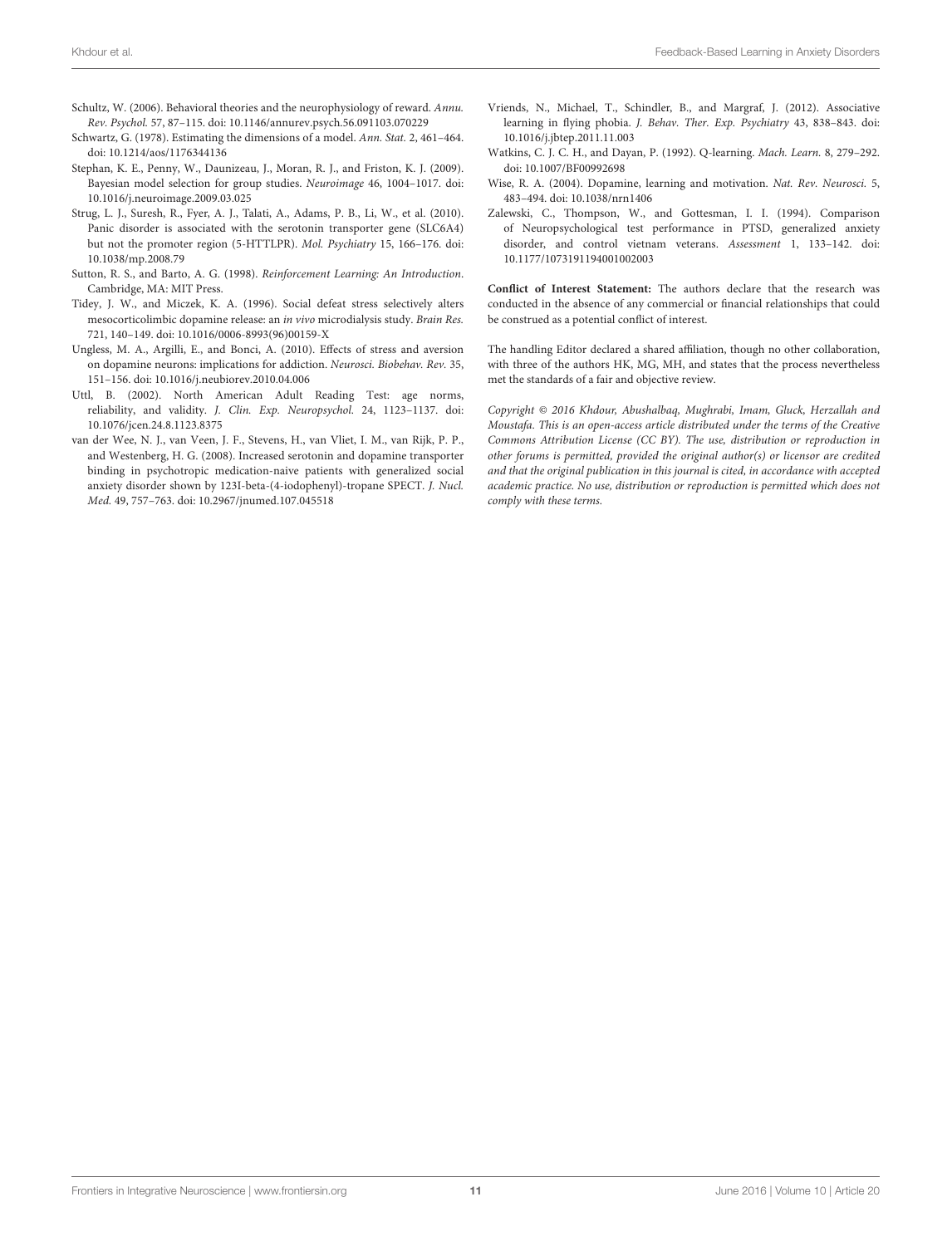Schultz, W. (2006). Behavioral theories and the neurophysiology of reward. *Annu. Rev. Psychol.* 57, 87–115. doi: 10.1146/annurev.psych.56.091103.070229

Schwartz, G. (1978). Estimating the dimensions of a model. *Ann. Stat.* 2, 461–464. doi: 10.1214/aos/1176344136

Stephan, K. E., Penny, W., Daunizeau, J., Moran, R. J., and Friston, K. J. (2009). Bayesian model selection for group studies. *Neuroimage* 46, 1004–1017. doi: 10.1016/j.neuroimage.2009.03.025

Strug, L. J., Suresh, R., Fyer, A. J., Talati, A., Adams, P. B., Li, W., et al. (2010). Panic disorder is associated with the serotonin transporter gene (SLC6A4) but not the promoter region (5-HTTLPR). *Mol. Psychiatry* 15, 166–176. doi: 10.1038/mp.2008.79

Sutton, R. S., and Barto, A. G. (1998). *Reinforcement Learning: An Introduction*. Cambridge, MA: MIT Press.

Tidey, J. W., and Miczek, K. A. (1996). Social defeat stress selectively alters mesocorticolimbic dopamine release: an *in vivo* microdialysis study. *Brain Res.* 721, 140–149. doi: 10.1016/0006-8993(96)00159-X

Ungless, M. A., Argilli, E., and Bonci, A. (2010). Effects of stress and aversion on dopamine neurons: implications for addiction. *Neurosci. Biobehav. Rev.* 35, 151–156. doi: 10.1016/j.neubiorev.2010.04.006

Uttl, B. (2002). North American Adult Reading Test: age norms, reliability, and validity. *J. Clin. Exp. Neuropsychol.* 24, 1123–1137. doi: 10.1076/jcen.24.8.1123.8375

van der Wee, N. J., van Veen, J. F., Stevens, H., van Vliet, I. M., van Rijk, P. P., and Westenberg, H. G. (2008). Increased serotonin and dopamine transporter binding in psychotropic medication-naive patients with generalized social anxiety disorder shown by 123I-beta-(4-iodophenyl)-tropane SPECT. *J. Nucl. Med.* 49, 757–763. doi: 10.2967/jnumed.107.045518

Vriends, N., Michael, T., Schindler, B., and Margraf, J. (2012). Associative learning in flying phobia. *J. Behav. Ther. Exp. Psychiatry* 43, 838–843. doi: 10.1016/j.jbtep.2011.11.003

Watkins, C. J. C. H., and Dayan, P. (1992). Q-learning. *Mach. Learn.* 8, 279–292. doi: 10.1007/BF00992698

Wise, R. A. (2004). Dopamine, learning and motivation. *Nat. Rev. Neurosci.* 5, 483–494. doi: 10.1038/nrn1406

Zalewski, C., Thompson, W., and Gottesman, I. I. (1994). Comparison of Neuropsychological test performance in PTSD, generalized anxiety disorder, and control vietnam veterans. *Assessment* 1, 133–142. doi: 10.1177/1073191194001002003

**Conflict of Interest Statement:** The authors declare that the research was conducted in the absence of any commercial or financial relationships that could be construed as a potential conflict of interest.

The handling Editor declared a shared affiliation, though no other collaboration, with three of the authors HK, MG, MH, and states that the process nevertheless met the standards of a fair and objective review.

*Copyright © 2016 Khdour, Abushalbaq, Mughrabi, Imam, Gluck, Herzallah and Moustafa. This is an open-access article distributed under the terms of the Creative Commons Attribution License (CC BY). The use, distribution or reproduction in other forums is permitted, provided the original author(s) or licensor are credited and that the original publication in this journal is cited, in accordance with accepted academic practice. No use, distribution or reproduction is permitted which does not comply with these terms.*